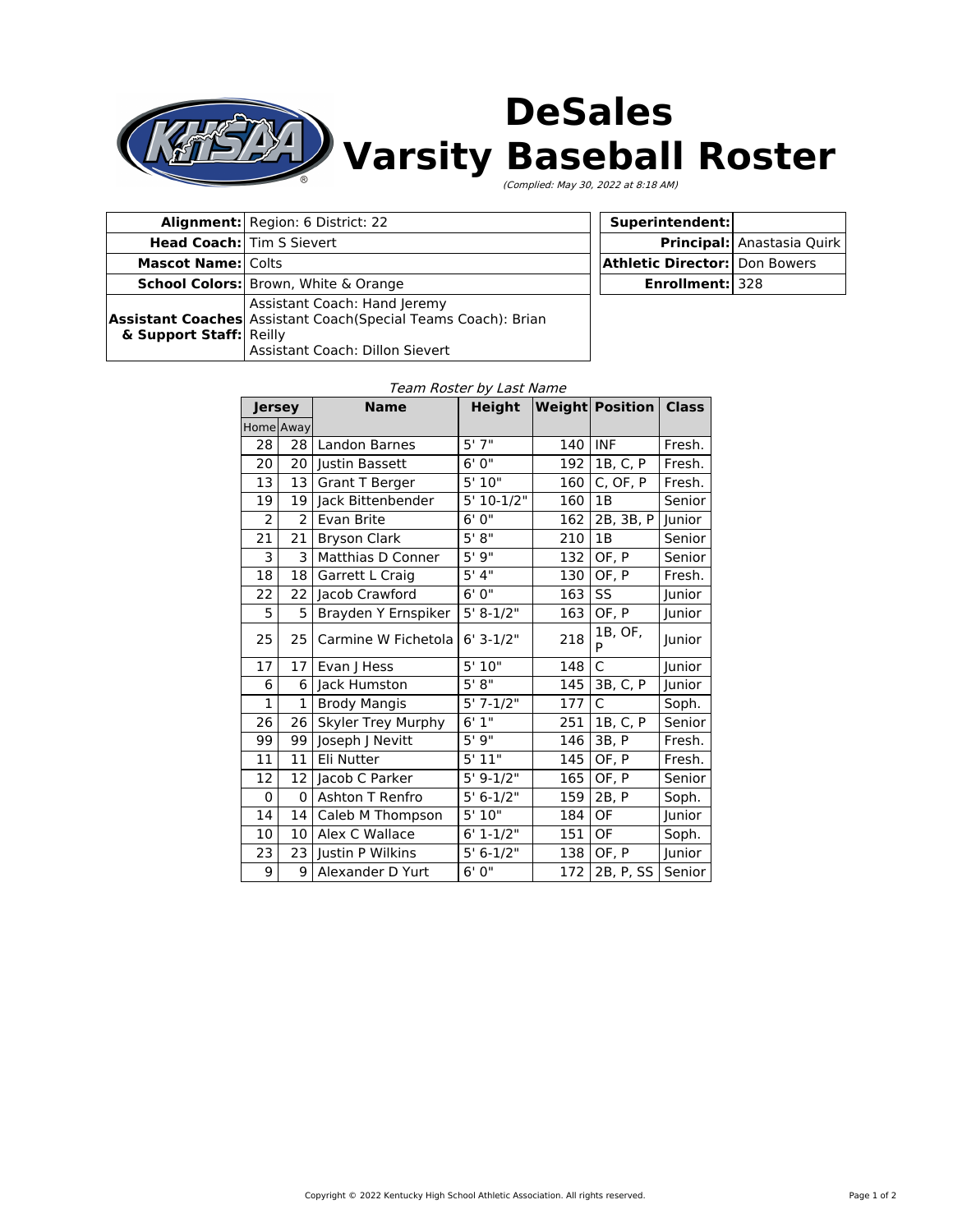# DeSales Varsity Baseball Roster

*(Complied: May 30, 2022 at 8:18 AM)*

| | |
|---|---|
| **Alignment:** | Region: 6 District: 22 |
| **Head Coach:** | Tim S Sievert |
| **Mascot Name:** | Colts |
| **School Colors:** | Brown, White & Orange |
| **Assistant Coaches & Support Staff:** | Assistant Coach: Hand Jeremy<br>Assistant Coach(Special Teams Coach): Brian Reilly<br>Assistant Coach: Dillon Sievert |

| | |
|---|---|
| **Superintendent:** | |
| **Principal:** | Anastasia Quirk |
| **Athletic Director:** | Don Bowers |
| **Enrollment:** | 328 |

*Team Roster by Last Name*

| Jersey | | Name | Height | Weight | Position | Class |
|---|---|---|---|---|---|---|
| Home | Away | | | | | |
| 28 | 28 | Landon Barnes | 5' 7" | 140 | INF | Fresh. |
| 20 | 20 | Justin Bassett | 6' 0" | 192 | 1B, C, P | Fresh. |
| 13 | 13 | Grant T Berger | 5' 10" | 160 | C, OF, P | Fresh. |
| 19 | 19 | Jack Bittenbender | 5' 10-1/2" | 160 | 1B | Senior |
| 2 | 2 | Evan Brite | 6' 0" | 162 | 2B, 3B, P | Junior |
| 21 | 21 | Bryson Clark | 5' 8" | 210 | 1B | Senior |
| 3 | 3 | Matthias D Conner | 5' 9" | 132 | OF, P | Senior |
| 18 | 18 | Garrett L Craig | 5' 4" | 130 | OF, P | Fresh. |
| 22 | 22 | Jacob Crawford | 6' 0" | 163 | SS | Junior |
| 5 | 5 | Brayden Y Ernspiker | 5' 8-1/2" | 163 | OF, P | Junior |
| 25 | 25 | Carmine W Fichetola | 6' 3-1/2" | 218 | 1B, OF, P | Junior |
| 17 | 17 | Evan J Hess | 5' 10" | 148 | C | Junior |
| 6 | 6 | Jack Humston | 5' 8" | 145 | 3B, C, P | Junior |
| 1 | 1 | Brody Mangis | 5' 7-1/2" | 177 | C | Soph. |
| 26 | 26 | Skyler Trey Murphy | 6' 1" | 251 | 1B, C, P | Senior |
| 99 | 99 | Joseph J Nevitt | 5' 9" | 146 | 3B, P | Fresh. |
| 11 | 11 | Eli Nutter | 5' 11" | 145 | OF, P | Fresh. |
| 12 | 12 | Jacob C Parker | 5' 9-1/2" | 165 | OF, P | Senior |
| 0 | 0 | Ashton T Renfro | 5' 6-1/2" | 159 | 2B, P | Soph. |
| 14 | 14 | Caleb M Thompson | 5' 10" | 184 | OF | Junior |
| 10 | 10 | Alex C Wallace | 6' 1-1/2" | 151 | OF | Soph. |
| 23 | 23 | Justin P Wilkins | 5' 6-1/2" | 138 | OF, P | Junior |
| 9 | 9 | Alexander D Yurt | 6' 0" | 172 | 2B, P, SS | Senior |

Copyright © 2022 Kentucky High School Athletic Association. All rights reserved.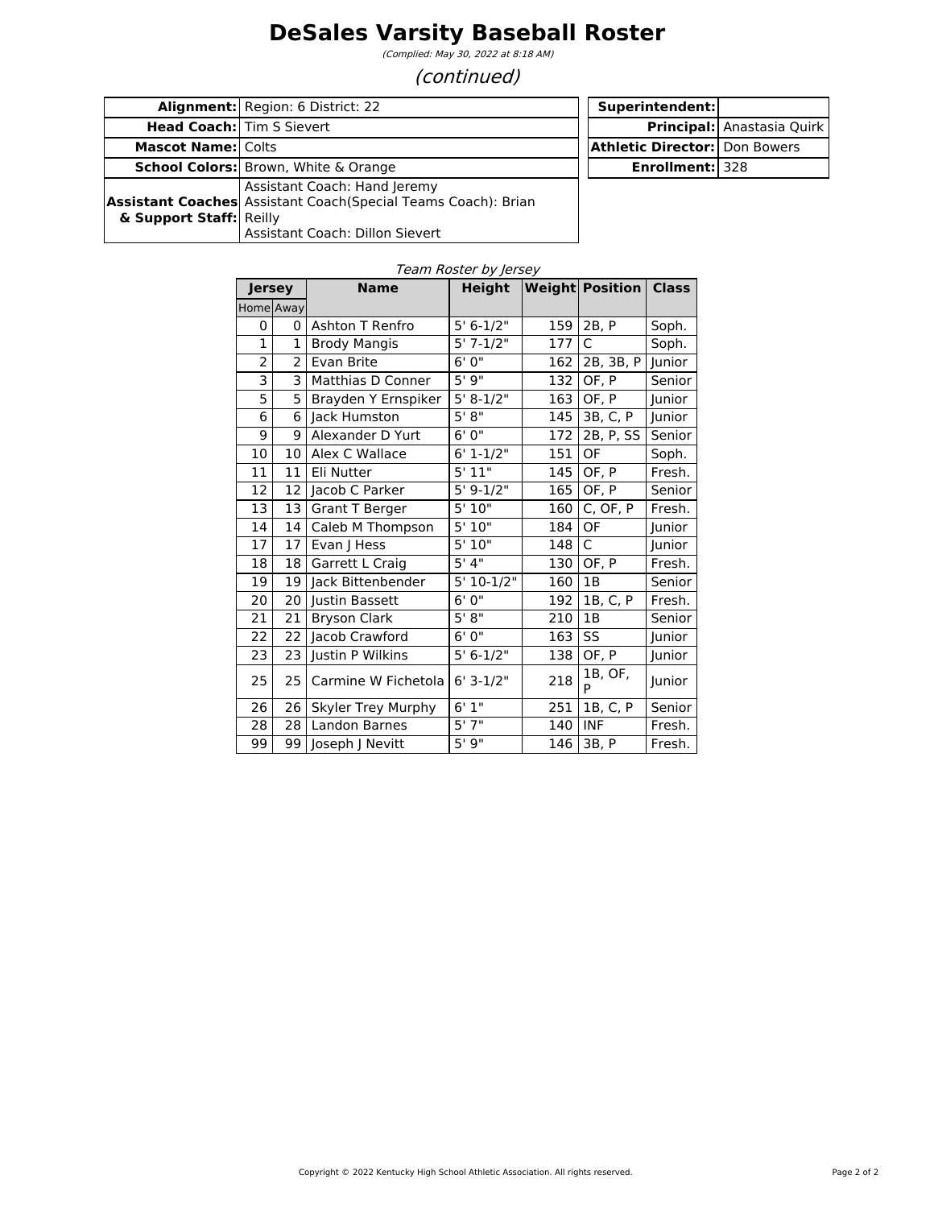# DeSales Varsity Baseball Roster

*(Complied: May 30, 2022 at 8:18 AM)*

*(continued)*

| | |
|---|---|
| **Alignment:** | Region: 6 District: 22 |
| **Head Coach:** | Tim S Sievert |
| **Mascot Name:** | Colts |
| **School Colors:** | Brown, White & Orange |
| **Assistant Coaches & Support Staff:** | Assistant Coach: Hand Jeremy<br>Assistant Coach(Special Teams Coach): Brian Reilly<br>Assistant Coach: Dillon Sievert |

| | |
|---|---|
| **Superintendent:** | |
| **Principal:** | Anastasia Quirk |
| **Athletic Director:** | Don Bowers |
| **Enrollment:** | 328 |

*Team Roster by Jersey*

| Jersey | | Name | Height | Weight | Position | Class |
|---|---|---|---|---|---|---|
| Home | Away | | | | | |
| 0 | 0 | Ashton T Renfro | 5' 6-1/2" | 159 | 2B, P | Soph. |
| 1 | 1 | Brody Mangis | 5' 7-1/2" | 177 | C | Soph. |
| 2 | 2 | Evan Brite | 6' 0" | 162 | 2B, 3B, P | Junior |
| 3 | 3 | Matthias D Conner | 5' 9" | 132 | OF, P | Senior |
| 5 | 5 | Brayden Y Ernspiker | 5' 8-1/2" | 163 | OF, P | Junior |
| 6 | 6 | Jack Humston | 5' 8" | 145 | 3B, C, P | Junior |
| 9 | 9 | Alexander D Yurt | 6' 0" | 172 | 2B, P, SS | Senior |
| 10 | 10 | Alex C Wallace | 6' 1-1/2" | 151 | OF | Soph. |
| 11 | 11 | Eli Nutter | 5' 11" | 145 | OF, P | Fresh. |
| 12 | 12 | Jacob C Parker | 5' 9-1/2" | 165 | OF, P | Senior |
| 13 | 13 | Grant T Berger | 5' 10" | 160 | C, OF, P | Fresh. |
| 14 | 14 | Caleb M Thompson | 5' 10" | 184 | OF | Junior |
| 17 | 17 | Evan J Hess | 5' 10" | 148 | C | Junior |
| 18 | 18 | Garrett L Craig | 5' 4" | 130 | OF, P | Fresh. |
| 19 | 19 | Jack Bittenbender | 5' 10-1/2" | 160 | 1B | Senior |
| 20 | 20 | Justin Bassett | 6' 0" | 192 | 1B, C, P | Fresh. |
| 21 | 21 | Bryson Clark | 5' 8" | 210 | 1B | Senior |
| 22 | 22 | Jacob Crawford | 6' 0" | 163 | SS | Junior |
| 23 | 23 | Justin P Wilkins | 5' 6-1/2" | 138 | OF, P | Junior |
| 25 | 25 | Carmine W Fichetola | 6' 3-1/2" | 218 | 1B, OF, P | Junior |
| 26 | 26 | Skyler Trey Murphy | 6' 1" | 251 | 1B, C, P | Senior |
| 28 | 28 | Landon Barnes | 5' 7" | 140 | INF | Fresh. |
| 99 | 99 | Joseph J Nevitt | 5' 9" | 146 | 3B, P | Fresh. |

Copyright © 2022 Kentucky High School Athletic Association. All rights reserved.